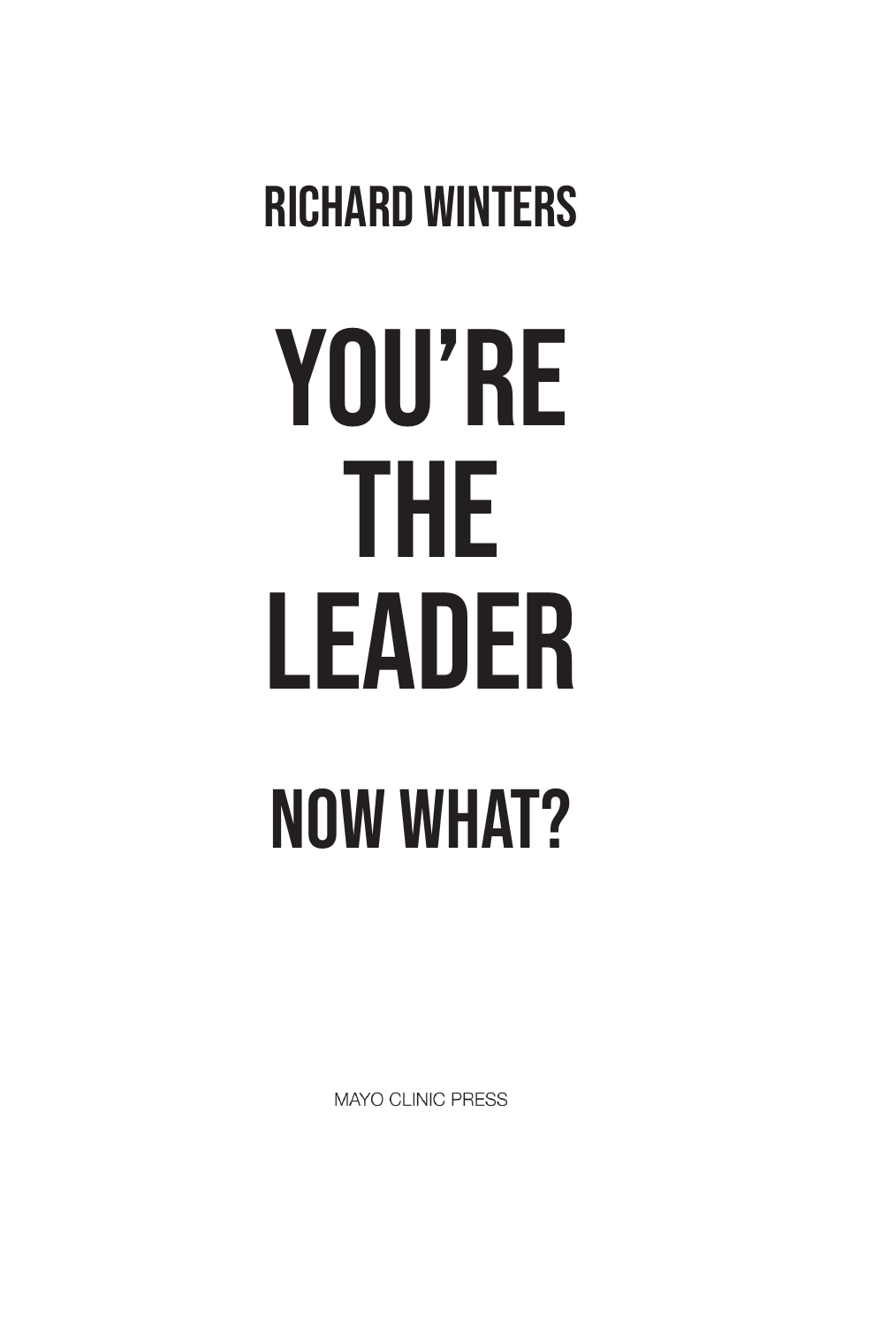## RICHARD WINTERS

# YOU'RE THE LEADER

## NOW WHAT?

MAYO CLINIC PRESS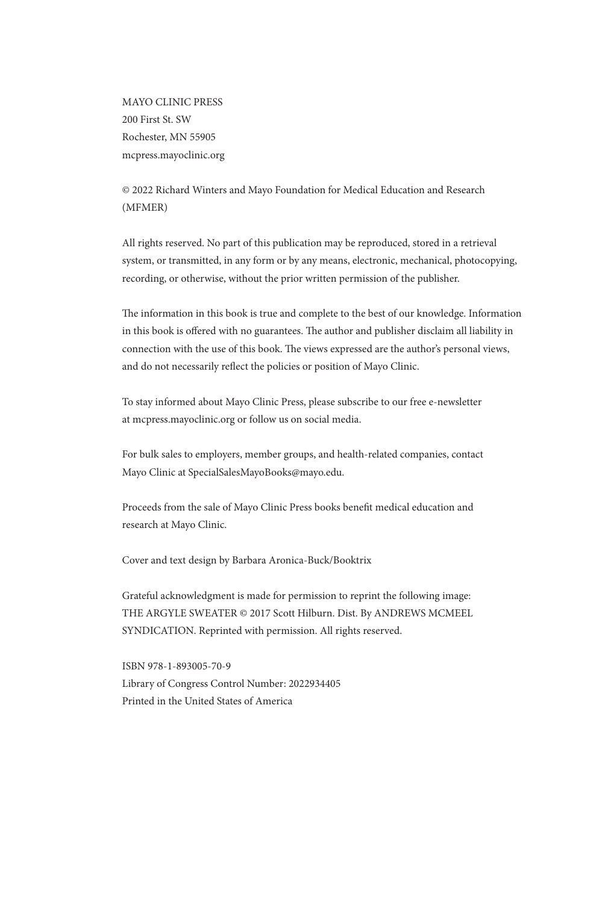MAYO CLINIC PRESS
200 First St. SW
Rochester, MN 55905
mcpress.mayoclinic.org

© 2022 Richard Winters and Mayo Foundation for Medical Education and Research (MFMER)

All rights reserved. No part of this publication may be reproduced, stored in a retrieval system, or transmitted, in any form or by any means, electronic, mechanical, photocopying, recording, or otherwise, without the prior written permission of the publisher.

The information in this book is true and complete to the best of our knowledge. Information in this book is offered with no guarantees. The author and publisher disclaim all liability in connection with the use of this book. The views expressed are the author's personal views, and do not necessarily reflect the policies or position of Mayo Clinic.

To stay informed about Mayo Clinic Press, please subscribe to our free e-newsletter at mcpress.mayoclinic.org or follow us on social media.

For bulk sales to employers, member groups, and health-related companies, contact Mayo Clinic at SpecialSalesMayoBooks@mayo.edu.

Proceeds from the sale of Mayo Clinic Press books benefit medical education and research at Mayo Clinic.

Cover and text design by Barbara Aronica-Buck/Booktrix

Grateful acknowledgment is made for permission to reprint the following image: THE ARGYLE SWEATER © 2017 Scott Hilburn. Dist. By ANDREWS MCMEEL SYNDICATION. Reprinted with permission. All rights reserved.

ISBN 978-1-893005-70-9
Library of Congress Control Number: 2022934405
Printed in the United States of America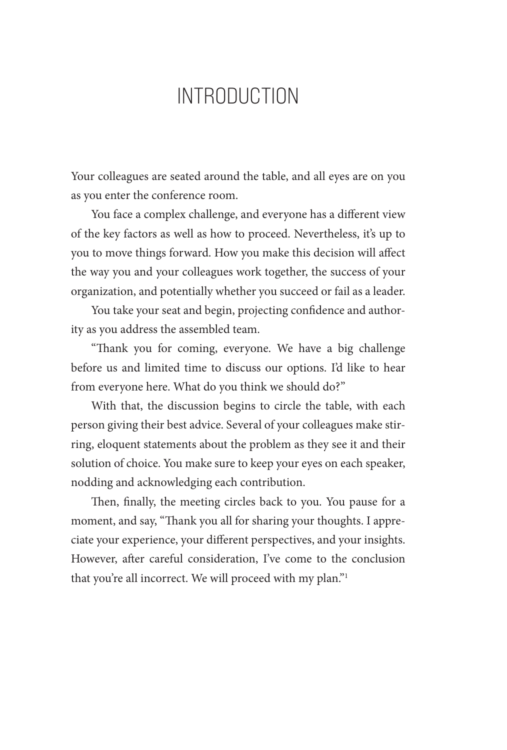# INTRODUCTION

Your colleagues are seated around the table, and all eyes are on you as you enter the conference room.

You face a complex challenge, and everyone has a different view of the key factors as well as how to proceed. Nevertheless, it's up to you to move things forward. How you make this decision will affect the way you and your colleagues work together, the success of your organization, and potentially whether you succeed or fail as a leader.

You take your seat and begin, projecting confidence and authority as you address the assembled team.

"Thank you for coming, everyone. We have a big challenge before us and limited time to discuss our options. I'd like to hear from everyone here. What do you think we should do?"

With that, the discussion begins to circle the table, with each person giving their best advice. Several of your colleagues make stirring, eloquent statements about the problem as they see it and their solution of choice. You make sure to keep your eyes on each speaker, nodding and acknowledging each contribution.

Then, finally, the meeting circles back to you. You pause for a moment, and say, "Thank you all for sharing your thoughts. I appreciate your experience, your different perspectives, and your insights. However, after careful consideration, I've come to the conclusion that you're all incorrect. We will proceed with my plan."[1]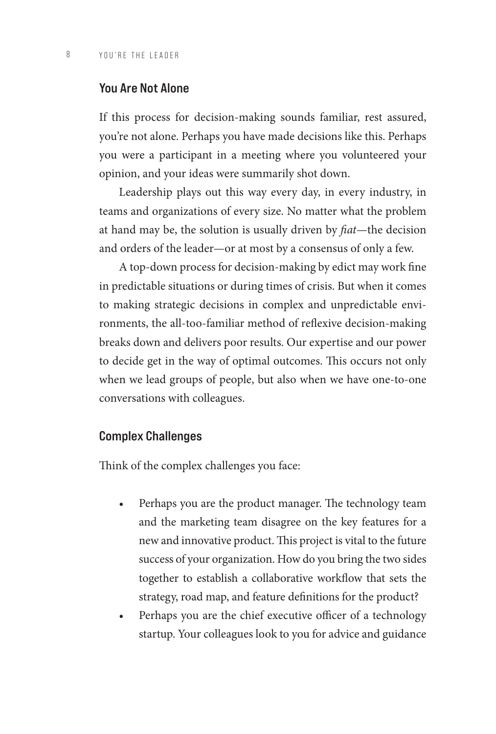## You Are Not Alone

If this process for decision-making sounds familiar, rest assured, you're not alone. Perhaps you have made decisions like this. Perhaps you were a participant in a meeting where you volunteered your opinion, and your ideas were summarily shot down.

Leadership plays out this way every day, in every industry, in teams and organizations of every size. No matter what the problem at hand may be, the solution is usually driven by *fiat*—the decision and orders of the leader—or at most by a consensus of only a few.

A top-down process for decision-making by edict may work fine in predictable situations or during times of crisis. But when it comes to making strategic decisions in complex and unpredictable environments, the all-too-familiar method of reflexive decision-making breaks down and delivers poor results. Our expertise and our power to decide get in the way of optimal outcomes. This occurs not only when we lead groups of people, but also when we have one-to-one conversations with colleagues.

## Complex Challenges

Think of the complex challenges you face:

- Perhaps you are the product manager. The technology team and the marketing team disagree on the key features for a new and innovative product. This project is vital to the future success of your organization. How do you bring the two sides together to establish a collaborative workflow that sets the strategy, road map, and feature definitions for the product?
- Perhaps you are the chief executive officer of a technology startup. Your colleagues look to you for advice and guidance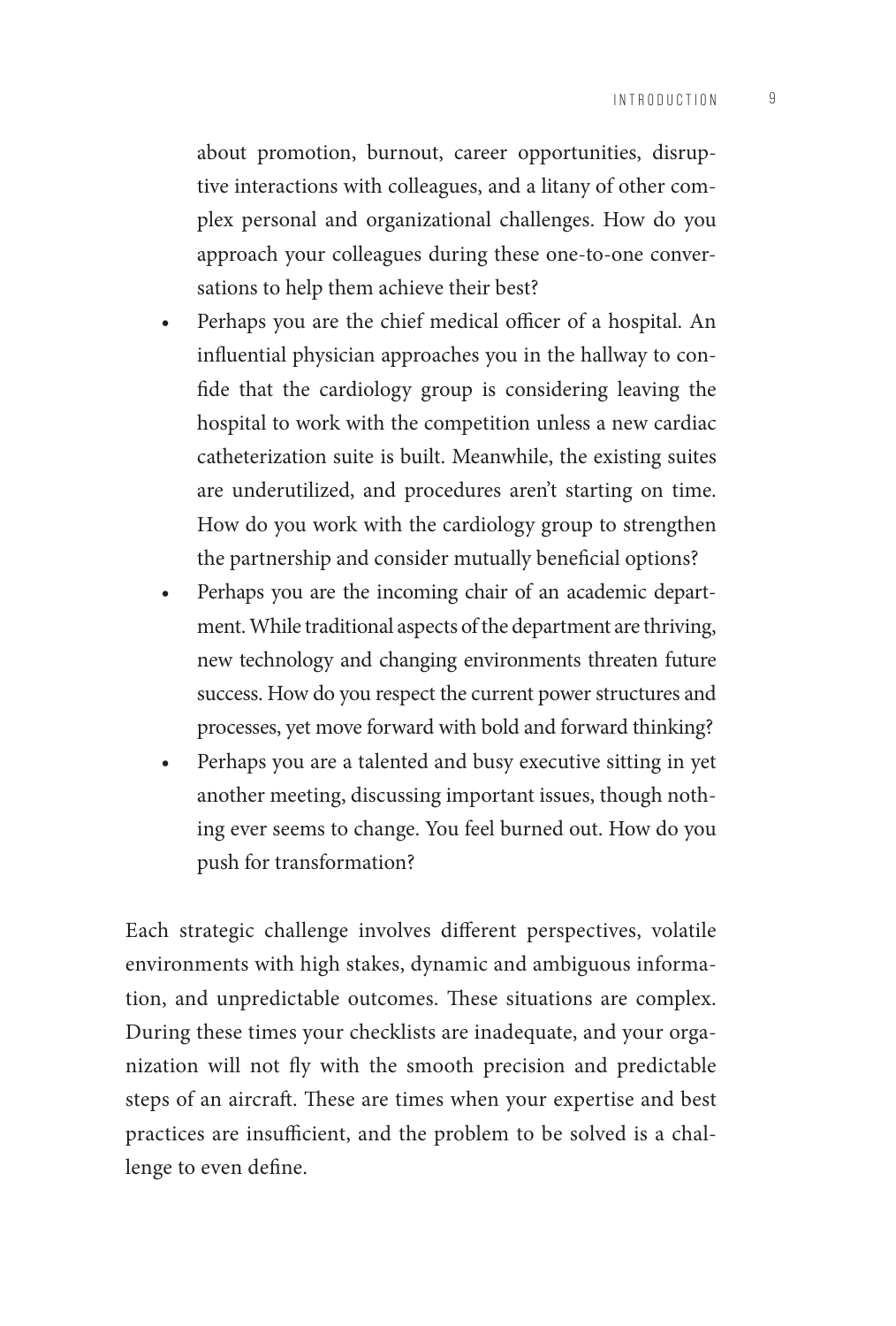about promotion, burnout, career opportunities, disruptive interactions with colleagues, and a litany of other complex personal and organizational challenges. How do you approach your colleagues during these one-to-one conversations to help them achieve their best?

- Perhaps you are the chief medical officer of a hospital. An influential physician approaches you in the hallway to confide that the cardiology group is considering leaving the hospital to work with the competition unless a new cardiac catheterization suite is built. Meanwhile, the existing suites are underutilized, and procedures aren't starting on time. How do you work with the cardiology group to strengthen the partnership and consider mutually beneficial options?
- Perhaps you are the incoming chair of an academic department. While traditional aspects of the department are thriving, new technology and changing environments threaten future success. How do you respect the current power structures and processes, yet move forward with bold and forward thinking?
- Perhaps you are a talented and busy executive sitting in yet another meeting, discussing important issues, though nothing ever seems to change. You feel burned out. How do you push for transformation?

Each strategic challenge involves different perspectives, volatile environments with high stakes, dynamic and ambiguous information, and unpredictable outcomes. These situations are complex. During these times your checklists are inadequate, and your organization will not fly with the smooth precision and predictable steps of an aircraft. These are times when your expertise and best practices are insufficient, and the problem to be solved is a challenge to even define.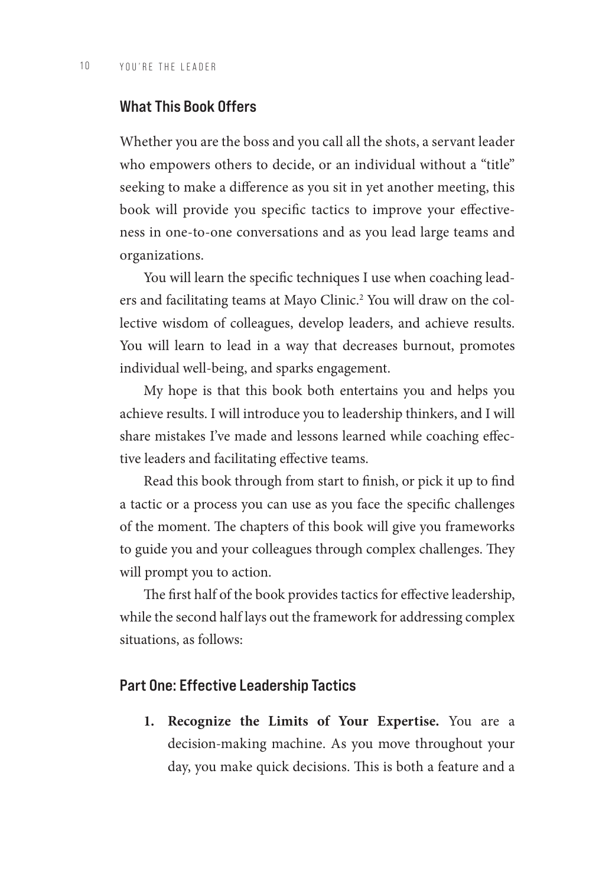## What This Book Offers

Whether you are the boss and you call all the shots, a servant leader who empowers others to decide, or an individual without a "title" seeking to make a difference as you sit in yet another meeting, this book will provide you specific tactics to improve your effectiveness in one-to-one conversations and as you lead large teams and organizations.

You will learn the specific techniques I use when coaching leaders and facilitating teams at Mayo Clinic.[2] You will draw on the collective wisdom of colleagues, develop leaders, and achieve results. You will learn to lead in a way that decreases burnout, promotes individual well-being, and sparks engagement.

My hope is that this book both entertains you and helps you achieve results. I will introduce you to leadership thinkers, and I will share mistakes I've made and lessons learned while coaching effective leaders and facilitating effective teams.

Read this book through from start to finish, or pick it up to find a tactic or a process you can use as you face the specific challenges of the moment. The chapters of this book will give you frameworks to guide you and your colleagues through complex challenges. They will prompt you to action.

The first half of the book provides tactics for effective leadership, while the second half lays out the framework for addressing complex situations, as follows:

### Part One: Effective Leadership Tactics

1. **Recognize the Limits of Your Expertise.** You are a decision-making machine. As you move throughout your day, you make quick decisions. This is both a feature and a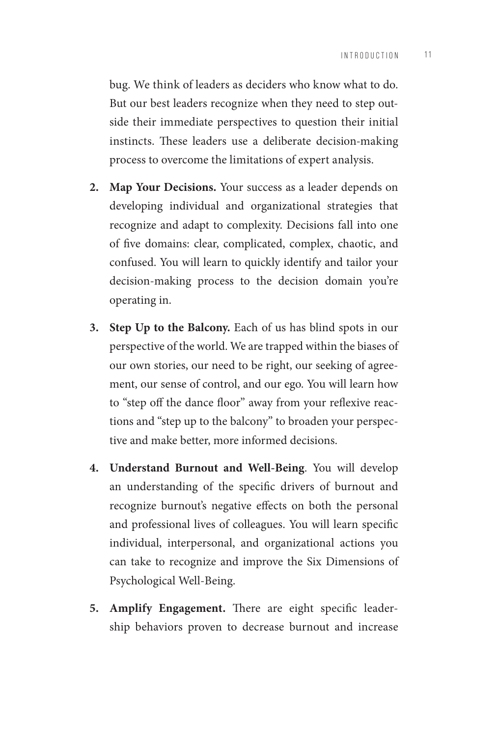bug. We think of leaders as deciders who know what to do. But our best leaders recognize when they need to step outside their immediate perspectives to question their initial instincts. These leaders use a deliberate decision-making process to overcome the limitations of expert analysis.

2. **Map Your Decisions.** Your success as a leader depends on developing individual and organizational strategies that recognize and adapt to complexity. Decisions fall into one of five domains: clear, complicated, complex, chaotic, and confused. You will learn to quickly identify and tailor your decision-making process to the decision domain you're operating in.

3. **Step Up to the Balcony.** Each of us has blind spots in our perspective of the world. We are trapped within the biases of our own stories, our need to be right, our seeking of agreement, our sense of control, and our ego. You will learn how to "step off the dance floor" away from your reflexive reactions and "step up to the balcony" to broaden your perspective and make better, more informed decisions.

4. **Understand Burnout and Well-Being**. You will develop an understanding of the specific drivers of burnout and recognize burnout's negative effects on both the personal and professional lives of colleagues. You will learn specific individual, interpersonal, and organizational actions you can take to recognize and improve the Six Dimensions of Psychological Well-Being.

5. **Amplify Engagement.** There are eight specific leadership behaviors proven to decrease burnout and increase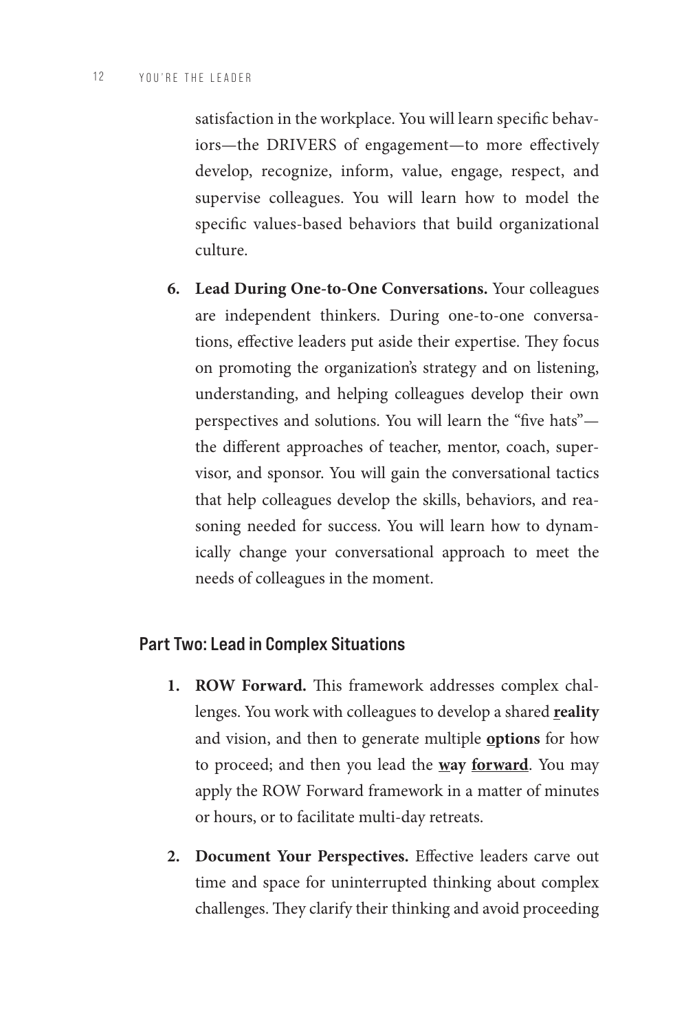satisfaction in the workplace. You will learn specific behaviors—the DRIVERS of engagement—to more effectively develop, recognize, inform, value, engage, respect, and supervise colleagues. You will learn how to model the specific values-based behaviors that build organizational culture.

6. **Lead During One-to-One Conversations.** Your colleagues are independent thinkers. During one-to-one conversations, effective leaders put aside their expertise. They focus on promoting the organization's strategy and on listening, understanding, and helping colleagues develop their own perspectives and solutions. You will learn the "five hats"—the different approaches of teacher, mentor, coach, supervisor, and sponsor. You will gain the conversational tactics that help colleagues develop the skills, behaviors, and reasoning needed for success. You will learn how to dynamically change your conversational approach to meet the needs of colleagues in the moment.

## Part Two: Lead in Complex Situations

1. **ROW Forward.** This framework addresses complex challenges. You work with colleagues to develop a shared <u>**r**</u>**eality** and vision, and then to generate multiple <u>**options**</u> for how to proceed; and then you lead the <u>**w**</u>**ay** <u>**forward**</u>. You may apply the ROW Forward framework in a matter of minutes or hours, or to facilitate multi-day retreats.

2. **Document Your Perspectives.** Effective leaders carve out time and space for uninterrupted thinking about complex challenges. They clarify their thinking and avoid proceeding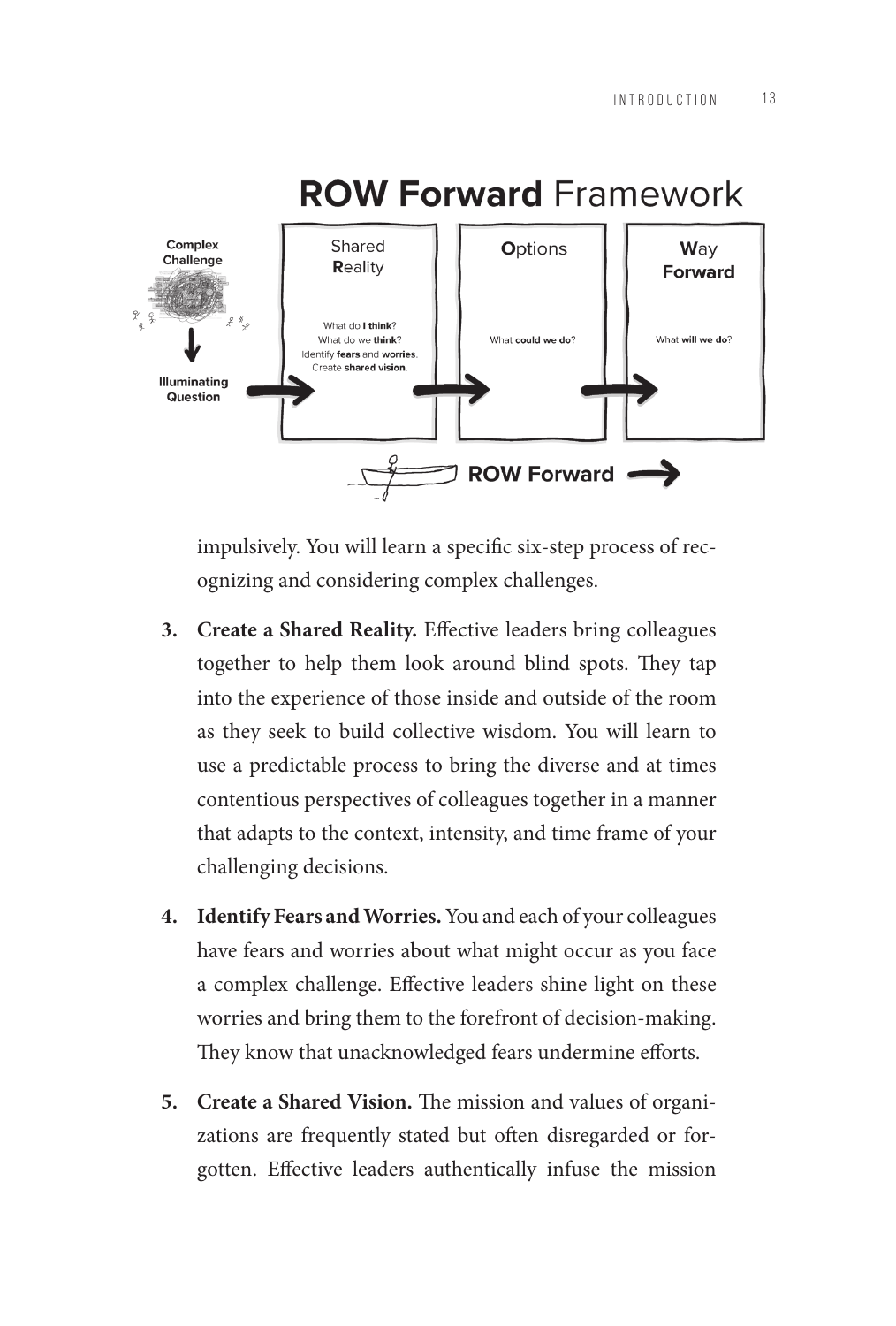## ROW Forward Framework

| Complex Challenge → Illuminating Question | Shared **R**eality | **O**ptions | **W**ay **Forward** |
| --- | --- | --- | --- |
| | What do **I think**? What do we **think**? Identify **fears** and **worries**. Create **shared vision**. | What **could we do**? | What **will we do**? |

**ROW Forward** →

impulsively. You will learn a specific six-step process of recognizing and considering complex challenges.

3. **Create a Shared Reality.** Effective leaders bring colleagues together to help them look around blind spots. They tap into the experience of those inside and outside of the room as they seek to build collective wisdom. You will learn to use a predictable process to bring the diverse and at times contentious perspectives of colleagues together in a manner that adapts to the context, intensity, and time frame of your challenging decisions.

4. **Identify Fears and Worries.** You and each of your colleagues have fears and worries about what might occur as you face a complex challenge. Effective leaders shine light on these worries and bring them to the forefront of decision-making. They know that unacknowledged fears undermine efforts.

5. **Create a Shared Vision.** The mission and values of organizations are frequently stated but often disregarded or forgotten. Effective leaders authentically infuse the mission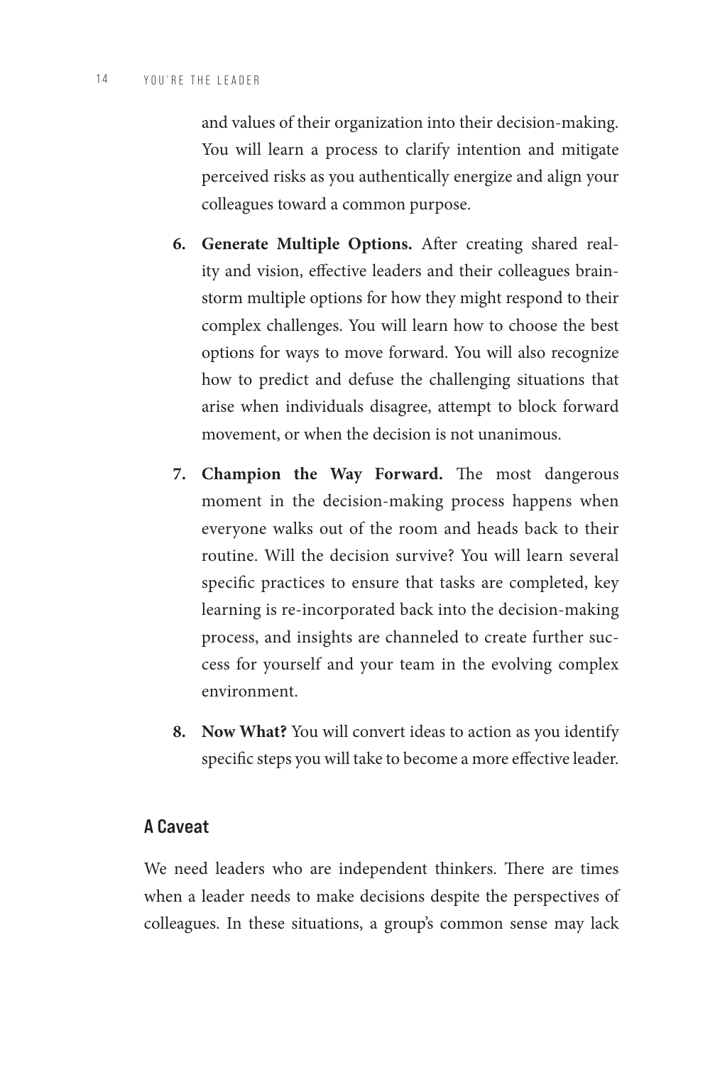and values of their organization into their decision-making. You will learn a process to clarify intention and mitigate perceived risks as you authentically energize and align your colleagues toward a common purpose.

6. **Generate Multiple Options.** After creating shared reality and vision, effective leaders and their colleagues brainstorm multiple options for how they might respond to their complex challenges. You will learn how to choose the best options for ways to move forward. You will also recognize how to predict and defuse the challenging situations that arise when individuals disagree, attempt to block forward movement, or when the decision is not unanimous.

7. **Champion the Way Forward.** The most dangerous moment in the decision-making process happens when everyone walks out of the room and heads back to their routine. Will the decision survive? You will learn several specific practices to ensure that tasks are completed, key learning is re-incorporated back into the decision-making process, and insights are channeled to create further success for yourself and your team in the evolving complex environment.

8. **Now What?** You will convert ideas to action as you identify specific steps you will take to become a more effective leader.

## A Caveat

We need leaders who are independent thinkers. There are times when a leader needs to make decisions despite the perspectives of colleagues. In these situations, a group's common sense may lack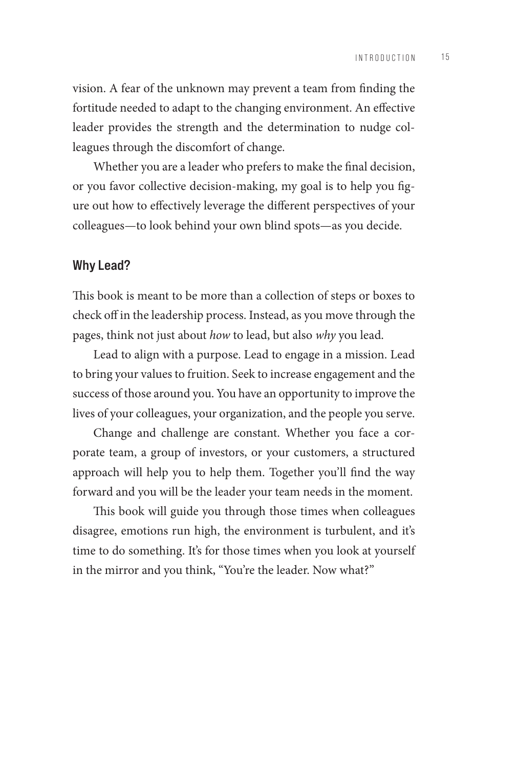vision. A fear of the unknown may prevent a team from finding the fortitude needed to adapt to the changing environment. An effective leader provides the strength and the determination to nudge colleagues through the discomfort of change.

Whether you are a leader who prefers to make the final decision, or you favor collective decision-making, my goal is to help you figure out how to effectively leverage the different perspectives of your colleagues—to look behind your own blind spots—as you decide.

## Why Lead?

This book is meant to be more than a collection of steps or boxes to check off in the leadership process. Instead, as you move through the pages, think not just about *how* to lead, but also *why* you lead.

Lead to align with a purpose. Lead to engage in a mission. Lead to bring your values to fruition. Seek to increase engagement and the success of those around you. You have an opportunity to improve the lives of your colleagues, your organization, and the people you serve.

Change and challenge are constant. Whether you face a corporate team, a group of investors, or your customers, a structured approach will help you to help them. Together you'll find the way forward and you will be the leader your team needs in the moment.

This book will guide you through those times when colleagues disagree, emotions run high, the environment is turbulent, and it's time to do something. It's for those times when you look at yourself in the mirror and you think, "You're the leader. Now what?"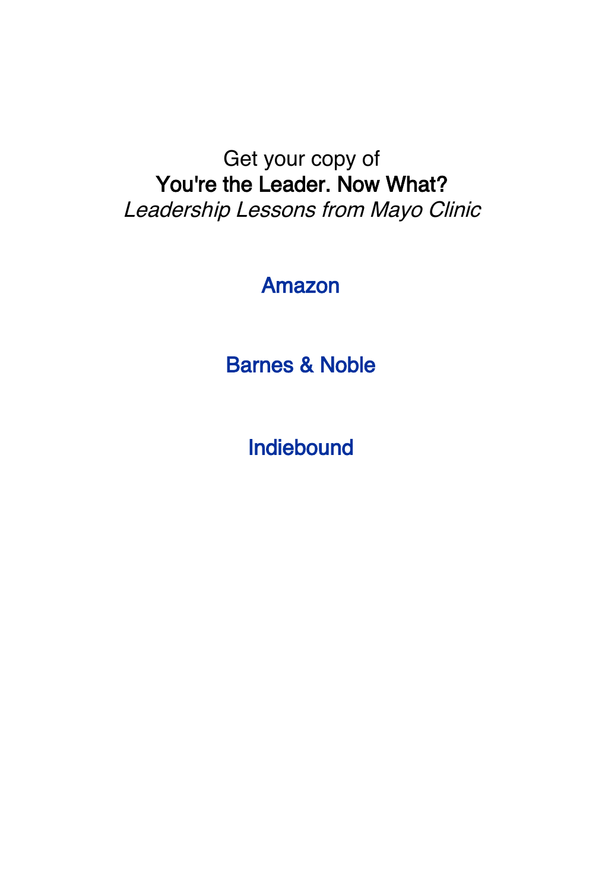Get your copy of

**You're the Leader. Now What?**

*Leadership Lessons from Mayo Clinic*

Amazon

Barnes & Noble

Indiebound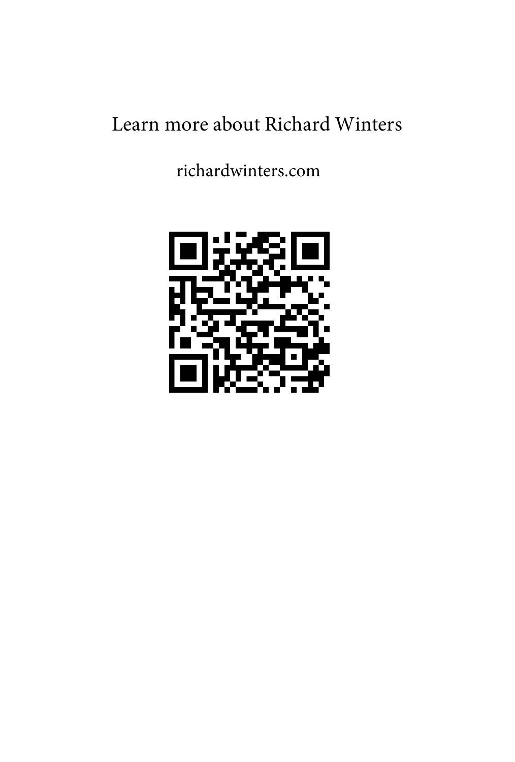Learn more about Richard Winters

richardwinters.com